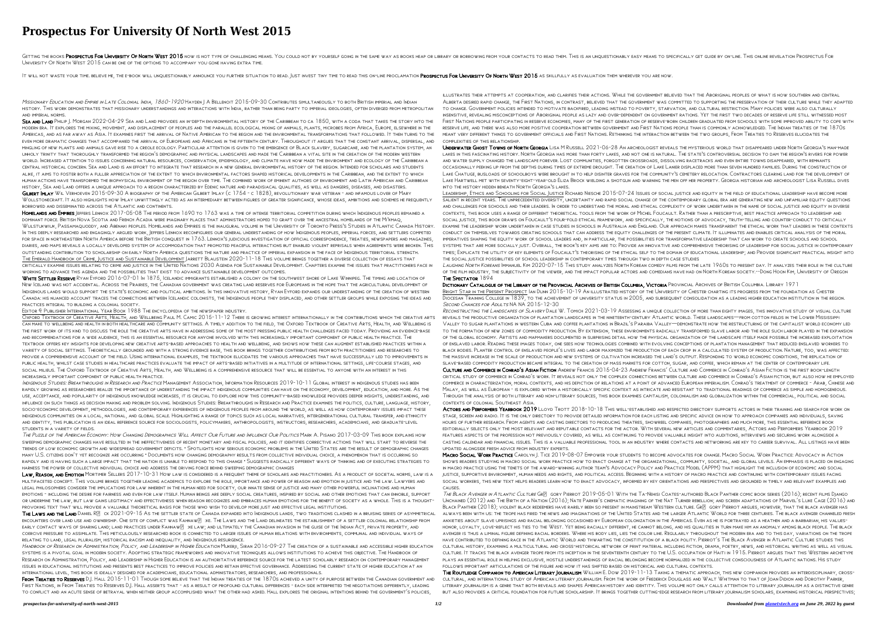# Prospectus For University Of North West 2015

Getting the books **Prospectus For University Of North West 2015** now is not type of challenging means. You could not by yourself going in the same way as books heap or library or borrowing from your contacts to read them. This is an unquestionably easy means to specifically get guide by on-line. This online revelation Prospectus For University Of North West 2015 can be one of the options to accompany you gone having extra time.

It will not waste your time. believe me, the e-book will unquestionably announce you further situation to read. Just invest tiny time to read this on-line proclamation **Prospectus For University Of North West 2015** as skillfully as evaluation them wherever you are now.

*Missionary Education and Empire in Late Colonial India, 1860-1920* Hayden J A Bellenoit 2015-09-30 Contributes simultaneously to both British imperial and Indian history. This work demonstrates that missionary understandings and interactions with India, rather than being party to imperial ideologies, often diverged from metropolitan and imperial norms.

**Sea and Land** Philip J. Morgan 2022-04-29 Sea and Land provides an in-depth environmental history of the Caribbean to ca 1850, with a coda that takes the story into the modern era. It explores the mixing, movement, and displacement of peoples and the parallel ecological mixing of animals, plants, microbes from Africa, Europe, elsewhere in the Americas, and as far away as Asia. It examines first the arrival of Native American to the region and the environmental transformations that followed. It then turns to the even more dramatic changes that accompanied the arrival of Europeans and Africans in the fifteenth century. Throughout it argues that the constant arrival, dispersal, and mingling of new plants and animals gave rise to a creole ecology. Particular attention is given to the emergence of Black slavery, sugarcane, and the plantation system, an unholy trinity that thoroughly transformed the region's demographic and physical landscapes and made the Caribbean a vital site in the creation of the modern western world. Increased attention to issues concerning natural resources, conservation, epidemiology, and climate have now made the environment and ecology of the Caribbean a central historical concern. Sea and Land is an effort to integrate that research in a new general environmental history of the region. Intended for scholars and students alike, it aims to foster both a fuller appreciation of the extent to which environmental factors shaped historical developments in the Caribbean, and the extent to which human actions have transformed the biophysical environment of the region over time. The combined work of eminent authors of environment and Latin American and Caribbean history, Sea and Land offers a unique approach to a region characterized by Edenic nature and paradisiacal qualities, as well as dangers, diseases, and disasters.

**Gilbert Imlay** Wil Verhoeven 2015-09-30 A biography of the American Gilbert Imlay (c 1754 - c 1828), revolutionary war veteran - and infamous lover of Mary Wollstonecraft. It also highlights how Imlay unwittingly acted as an intermediary between figures of greater significance, whose ideas, ambitions and schemes he frequently borrowed and disseminated across the Atlantic and continents.

**Homelands and Empires** Jeffers Lennox 2017-05-08 The period from 1690 to 1763 was a time of intense territorial competition during which Indigenous peoples remained a dominant force. British Nova Scotia and French Acadia were imaginary places that administrators hoped to graft over the ancestral homelands of the Mi'kmaq, Wulstukwiuk, Passamaquoddy, and Abenaki peoples. Homelands and Empires is the inaugural volume in the University of Toronto Press's Studies in Atlantic Canada History. In this deeply researched and engagingly argued work, Jeffers Lennox reconfigures our general understanding of how Indigenous peoples, imperial forces, and settlers competed for space in northeastern North America before the British conquest in 1763. Lennox's judicious investigation of official correspondence, treaties, newspapers and magazines, diaries, and maps reveals a locally developed system of accommodation that promoted peaceful interactions but enabled violent reprisals when agreements were broken. This outstanding contribution to scholarship on early North America questions the nature and practice of imperial expansion in the face of Indigenous territorial strength.

The Emerald Handbook of Crime, Justice and Sustainable Development Jarrett Blaustein 2020-11-18 This volume brings together a diverse collection of essays that critically examine issues relating to crime and justice in the United Nations 2030 Agenda for Sustainable Development. Chapters examine the issues that practitioners face in working to advance this agenda and the possibilities that exist to advance sustainable development outcomes.

**White Settler Reserve** Ryan Eyford 2016-07-01 In 1875, Icelandic immigrants established a colony on the southwest shore of Lake Winnipeg. The timing and location of New Iceland was not accidental. Across the Prairies, the Canadian government was creating land reserves for Europeans in the hope that the agricultural development of Indigenous lands would support the state's economic and political ambitions. In this innovative history, Ryan Eyford expands our understanding of the creation of western Canada: his nuanced account traces the connections between Icelandic colonists, the Indigenous people they displaced, and other settler groups while exposing the ideas and practices integral to building a colonial society.

Editor & Publisher International Year Book 1988 The encyclopedia of the newspaper industry.

Oxford Textbook of Creative Arts, Health, and Wellbeing Paul M. Camic 2015-11-12 There is growing interest internationally in the contributions which the creative arts can make to wellbeing and health in both healthcare and community settings. A timely addition to the field, the Oxford Textbook of Creative Arts, Health, and Wellbeing is the first work of its kind to discuss the role the creative arts have in addressing some of the most pressing public health challenges faced today. Providing an evidence-base and recommendations for a wide audience, this is an essential resource for anyone involved with this increasingly important component of public health practice. The textbook offers key insights for developing new creative arts-based approaches to health and wellbeing, and shows how these can augment established practices within a variety of social settings. Theoretically grounded and with a strong evidence base, this book brings together contributions from both practitioners and researchers to provide a comprehensive account of the field. Using international examples, the textbook elucidates the various approaches that have successfully led to improvements in public health, whilst case studies in healthcare practices evaluate the impact of arts-based initiatives in a multitude of international settings, life-course stages, and social milieus. The Oxford Textbook of Creative Arts, Health, and Wellbeing is a comprehensive resource that will be essential to anyone with an interest in this increasingly important component of public health practice.

*Indigenous Studies: Breakthroughs in Research and Practice* Management Association, Information Resources 2019-10-11 Global interest in indigenous studies has been rapidly growing as researchers realize the importance of understanding the impact indigenous communities can have on the economy, development, education, and more. As the use, acceptance, and popularity of indigenous knowledge increases, it is crucial to explore how this community-based knowledge provides deeper insights, understanding, and influence on such things as decision making and problem solving. Indigenous Studies: Breakthroughs in Research and Practice explores the politics, culture, language, history, socio-economic development, methodologies, and contemporary experiences of indigenous peoples from around the world, as well as how contemporary issues impact these indigenous communities on a local, national, and global scale. Highlighting a range of topics such as local narratives, intergenerational cultural transfer, and ethnicity and identity, this publication is an ideal reference source for sociologists, policymakers, anthropologists, instructors, researchers, academicians, and graduate-level students in a variety of fields.

*The Puzzle of the American Economy: How Changing Demographics Will Affect Our Future and Influence Our Politics* Mark A. Pisano 2017-03-09 This book explains how sweeping demographic changes have resulted in the ineffectiveness of recent monetary and fiscal policies, and it identifies corrective actions that will start to reverse the trends of low economic growth and widespread government deficits. • Spotlights how serious economic problems in the United States are the result of demographic changes many U.S. citizens don't yet recognize are occurring • Documents how changing demography results from collective individual choice, a phenomenon that is occurring so rapidly and is having such a large impact that the nation is unable to respond to this change • Suggests radically different ways of thinking and of executing strategies to harness the power of collective individual choice and address the driving force behind sweeping demographic changes

**Law, Reason, and Emotion** Mortimer Sellers 2017-10-31 How law is considered is a frequent theme of scholars and practitioners. As a product of societal norms, law is a multifaceted concept. This volume brings together leading academics to explore the role, importance and power of reason and emotion in justice and the law. Lawyers and legal philosophers consider the implications for law inherent in the human need for society, our innate sense of justice and many other powerful inclinations and human emotions - including the desire for fairness and even for law itself. Human beings are deeply social creatures, inspired by social and other emotions that can ennoble, support or undermine the law, but law gains legitimacy and effectiveness when reason recognizes and embraces human emotions for the benefit of society as a whole. This is a thought-provoking text that will provide a valuable theoretical basis for those who wish to develop more just and effective legal institutions.

**The Laws and the Land** Daniel Rück 2021-09-15 As the settler state of Canada expanded into Indigenous lands, two traditions clashed in a bruising series of asymmetrical encounters over land use and ownership. One site of conflict was Kahnawà:ke. The Laws and the Land delineates the establishment of a settler colonial relationship from early contact ways of sharing land; land practices under Kahnawà:ke law; and ultimately the Canadian invasion in the guise of the Indian Act, private property, and coercive pressure to assimilate. This meticulously researched book is connected to larger issues of human relations with environments, communal and individual ways of relating to land, legal pluralism, historical racism and inequality, and Indigenous resurgence.

Handbook of Research on Administration, Policy, and Leadership in Higher Education Mukerji, Siran 2016-09-27 The creation of a sustainable and accessible higher education systems is a pivotal goal in modern society. Adopting strategic frameworks and innovative techniques allows institutions to achieve this objective. The Handbook of Research on Administration, Policy, and Leadership in Higher Education is an authoritative reference source for the latest scholarly research on contemporary management issues in educational institutions and presents best practices to improve policies and retain effective governance. Addressing the current state of higher education at an international level, this book is ideally designed for academicians, educational administrators, researchers, and professionals.

**From Treaties to Reserves** D.J. Hall 2015-11-01 Though some believe that the Indian treaties of the 1870s achieved a unity of purpose between the Canadian government and First Nations, in From Treaties to Reserves D.J. Hall asserts that - as a result of profound cultural differences - each side interpreted the negotiations differently, leading to conflict and an acute sense of betrayal when neither group accomplished what the other had asked. Hall explores the original intentions behind the government's policies, illustrates their attempts at cooperation, and clarifies their actions. While the government believed that the Aboriginal peoples of what is now southern and central Alberta desired rapid change, the First Nations, in contrast, believed that the government was committed to supporting the preservation of their culture while they adapted to change. Government policies intended to motivate backfired, leading instead to poverty, starvation, and cultural restriction. Many policies were also culturally insensitive, revealing misconceptions of Aboriginal people as lazy and over-dependent on government rations. Yet the first two decades of reserve life still witnessed most First Nations people participating in reserve economies, many of the first generation of reserve-born children graduated from schools with some improved ability to cope with reserve life, and there was also more positive cooperation between government and First Nations people than is commonly acknowledged. The Indian treaties of the 1870s meant very different things to government officials and First Nations. Rethinking the interaction between the two groups, From Treaties to Reserves elucidates the complexities of this relationship.

**Underwater Ghost Towns of North Georgia** Lisa M Russell 2021-06-28 An archeologist reveals the mysterious world that disappeared under North Georgia's man-made lakes in this fascinating history. North Georgia has more than forty lakes, and not one is natural. The state's controversial decision to dam the region's rivers for power and water supply changed the landscape forever. Lost communities, forgotten crossroads, dissolving racetracks and even entire towns disappeared, with remnants occasionally peeking up from the depths during times of extreme drought. The creation of Lake Lanier displaced more than seven hundred families. During the construction of Lake Chatuge, busloads of schoolboys were brought in to help disinter graves for the community's cemetery relocation. Contractors clearing land for the development of Lake Hartwell met with seventy-eight-year-old Eliza Brock wielding a shotgun and warning the men off her property. Georgia historian and archeologist Lisa Russell dives into the history hidden beneath North Georgia's lakes.

Leadership, Ethics and Schooling for Social Justice Richard Niesche 2015-07-24 Issues of social justice and equity in the field of educational leadership have become more salient in recent years. The unprecedented diversity, uncertainty and rapid social change of the contemporary global era are generating new and unfamiliar equity questions and challenges for schools and their leaders. In order to understand the moral and ethical complexity of work undertaken in the name of social justice and equity in diverse contexts, this book uses a range of different theoretical tools from the work of Michel Foucault. Rather than a prescriptive, best practice approach to leadership and social justice, this book draws on Foucault's four-fold ethical framework, and specifically, the notions of advocacy, truth-telling and counter-conduct to critically examine the leadership work undertaken in case studies in schools in Australia and England. Our approach makes transparent the ethical work that leaders in these contexts conduct on themselves towards creating schools that can address the equity challenges of the present climate. It illuminates and enables critical analysis of the moral imperatives shaping the equity work of school leaders and, in particular, the possibilities for transformative leadership that can work to create schools and school systems that are more socially just. Overall, the book's key aims are to: Provide an innovative and comprehensive theorising of leadership for social justice in contemporary times; Explicate the utility of key elements of Foucault's theorising of the ethical self to the domain of educational leadership; and Provide significant practical insight into the social justice possibilities of school leadership in contemporary times through two in depth case studies

*Laughing North Koreans* Immanuel Kim 2020-07-15 This study analyzes North Korean comedy films from the late 1960s to present day. It analyzes their role in the culture of the film industry, the subjectivity of the viewer, and the impact popular actors and comedians have had on North Korean society.--Dong Hoon Kim, University of Oregon

**The Spectator** 1894

**Dictionary Catalogue of the Library of the Provincial Archives of British Columbia, Victoria** Provincial Archives of British Columbia. Library 1971

Bright Star in the Present Prospect Ian Dunn 2015-10-19 An illustrated history of the University of Chester charting its progress from the foundation as Chester Diocesan Training College in 1839, to the achievement of university status in 2005, and subsequent consolidation as a leading higher education institution in the region.

*Second Chances for Adults* NA NA 2015-12-30

*Reconstructing the Landscapes of Slavery* Dale W. Tomich 2021-03-19 Assessing a unique collection of more than eighty images, this innovative study of visual culture reveals the productive organization of plantation landscapes in the nineteenth-century Atlantic world. These landscapes—from cotton fields in the Lower Mississippi Valley to sugar plantations in western Cuba and coffee plantations in Brazil's Paraíba Valley—demonstrate how the restructuring of the capitalist world economy led to the formation of new zones of commodity production. By extension, these environments radically transformed slave labor and the role such labor played in the expansion of the global economy. Artists and mapmakers documented in surprising detail how the physical organization of the landscape itself made possible the increased exploitation of enslaved labor. Reading these images today, one sees how technologies combined with evolving conceptions of plantation management that reduced enslaved workers to black bodies. Planter control of enslaved people's lives and labor maximized the production of each crop in a calculated system of production. Nature, too, was affected: the massive increase in the scale of production and new systems of cultivation increased the land's output. Responding to world economic conditions, the replication of slave-based commodity production became integral to the creation of mass markets for cotton, sugar, and coffee, which remain at the center of contemporary life.

**Culture and Commerce in Conrad's Asian Fiction** Andrew Francis 2015-04-23 Andrew Francis' Culture and Commerce in Conrad's Asian Fiction is the first book-length critical study of commerce in Conrad's work. It reveals not only the complex connections between culture and commerce in Conrad's Asian fiction, but also how he employed commerce in characterization, moral contexts, and his depiction of relations at a point of advanced European imperialism. Conrad's treatment of commerce - Arab, Chinese and Malay, as well as European - is explored within a historically specific context as intricate and resistant to traditional readings of commerce as simple and homogeneous. Through the analysis of both literary and non-literary sources, this book examines capitalism, colonialism and globalization within the commercial, political and social contexts of colonial Southeast Asia.

**Actors and Performers Yearbook 2019** Lloyd Trott 2018-10-18 This well-established and respected directory supports actors in their training and search for work on stage, screen and radio. It is the only directory to provide detailed information for each listing and specific advice on how to approach companies and individuals, saving hours of further research. From agents and casting directors to producing theatres, showreel companies, photographers and much more, this essential reference book editorially selects only the most relevant and reputable contacts for the actor. With several new articles and commentaries, Actors and Performers Yearbook 2019 features aspects of the profession not previously covered, as well as continuing to provide valuable insight into auditions, interviews and securing work alongside a casting calendar and financial issues. This is a valuable professional tool in an industry where contacts and networking are key to career survival. All listings have been updated alongside fresh advice from industry experts.

**Macro Social Work Practice** Carolyn J. Tice 2019-08-07 Empower your students to become advocates for change. Macro Social Work Practice: Advocacy in Action shows readers studying in macro social work practice how to enact change at the organizational, community, societal, and global levels. An emphasis is placed on engaging in macro practice using the tenets of the award-winning author team's Advocacy Policy and Practice Model (APPM) that highlight the inclusion of economic and social justice, supportive environment, human needs and rights, and political access. Beginning with a history of macro practice and continuing with contemporary issues facing social workers, this new text helps readers learn how to enact advocacy, informed by key orientations and perspectives and grounded in timely and relevant examples and causes.

*The Black Avenger in Atlantic Culture* Grégory Pierrot 2019-05-01 With the Ta-Nehisi Coates-authored Black Panther comic book series (2016); recent films Django Unchained (2012) and The Birth of a Nation (2016); Nate Parker's cinematic imagining of the Nat Turner rebellion; and screen adaptations of Marvel's Luke Cage (2016) and Black Panther (2018); violent black redeemers have rarely been so present in mainstream Western culture. Grégory Pierrot argues, however, that the black avenger has always been with us: the trope has fired the news and imaginations of the United States and the larger Atlantic World for three centuries. The black avenger channeled fresh anxieties about slave uprisings and racial belonging occasioned by European colonization in the Americas. Even as he is portrayed as a heathen and a barbarian, his values—honor, loyalty, love—reflect his ties to the West. Yet being racially different, he cannot belong, and his qualities in turn make him an anomaly among black people. The black avenger is thus a liminal figure defining racial borders. Where his body lies, lies the color line. Regularly throughout the modern era and to this day, variations on the trope have contributed to defining race in the Atlantic World and thwarting the constitution of a black polity. Pierrot's The Black Avenger in Atlantic Culture studies this cultural history, examining a multicultural and cross-historical network of print material including fiction, drama, poetry, news, and historical writing as well as visual culture. It tracks the black avenger trope from its inception in the seventeenth century to the U.S. occupation of Haiti in 1915. Pierrot argues that this Western archetype plays an essential role in helping exclusive, hostile understandings of racial belonging become normalized in the collective consciousness of Atlantic nations. His study follows important articulations of the figure and how it has shifted based on historical and cultural contexts.

**The Routledge Companion to American Literary Journalism** William E. Dow 2019-11-13 Taking a thematic approach, this new companion provides an interdisciplinary, cross-cultural, and international study of American literary journalism. From the work of Frederick Douglass and Walt Whitman to that of Joan Didion and Dorothy Parker, literary journalism is a genre that both reveals and shapes American history and identity. This volume not only calls attention to literary journalism as a distinctive genre but also provides a critical foundation for future scholarship. It brings together cutting-edge research from literary journalism scholars, examining historical perspectives;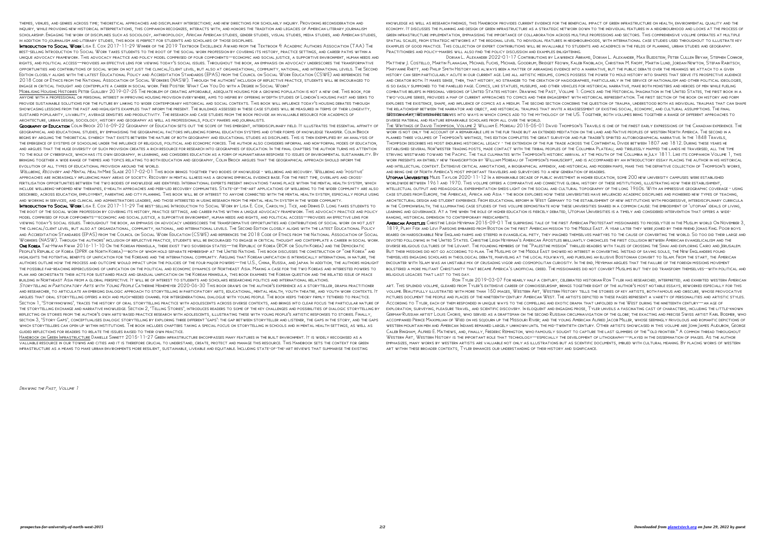themes, venues, and genres across time; theoretical approaches and disciplinary intersections; and new directions for scholarly inquiry. Provoking reconsideration and inquiry, while providing new historical interpretations, this companion recognizes, interacts with, and honors the tradition and legacies of American literary journalism scholarship. Engaging the work of disciplines such as sociology, anthropology, African American studies, gender studies, visual studies, media studies, and American studies, in addition to journalism and literary studies, this book is perfect for students and scholars of those disciplines.

**Introduction to Social Work** Lisa E. Cox 2017-11-29 Winner of the 2019 Textbook Excellence Award from the Textbook & Academic Authors Association (TAA) The best-selling Introduction to Social Work takes students to the root of the social work profession by covering its history, practice settings, and career paths within a unique advocacy framework. This advocacy practice and policy model comprised of four components—economic and social justice, a supportive environment, human needs and rights, and political access—provides an effective lens for viewing today's social issues. Throughout the book, an emphasis on advocacy underscores the transformative opportunities and contributions of social work on not just the clinical/client level, but also at organizational, community, national, and international levels. The Second Edition closely aligns with the latest Educational Policy and Accreditation Standards (EPAS) from the Council on Social Work Education (CSWE) and references the 2018 Code of Ethics from the National Association of Social Workers (NASW). Through the authors' inclusion of reflective practice, students will be encouraged to engage in critical thought and contemplate a career in social work. Free Poster: What Can You Do with a Degree in Social Work?

Mobilising Housing Histories Peter Guillery 2019-07-25 The problem of creating affordable, adequate housing for a growing population is not a new one. This book, for anyone with a professional or personal interest in improving housing provision everywhere, aims to inspire by offering in-depth studies of London's housing past and seeks to provide sustainable solutions for the future by linking to wider contemporary historical and social contexts. This book will influence today's housing debates through showcasing lessons from the past and highlights examples that inform the present. The buildings assessed in these case studies will be measured in terms of their longevity, sustained popularity, livability, average densities and productivity. The research and case studies from the book provide an invaluable resource for academics of architecture, urban design, sociology, history and geography as well as professionals, policy makers and journalists.

**Geography of Education** Colin Brock 2016-09-22 Geography of Education sets out the scope of this emergent, interdisciplinary field. It illustrates the essential affinity of geographical and educational studies, by emphasising the geographical factors influencing formal education systems and other forms of knowledge transfer. Colin Brock begins by arguing the theoretical synergy that exists between the nature of both geography and educational studies as disciplines. This is then exemplified by an analysis of the emergence of systems of schooling under the influence of religious, political and economic forces. The author also considers informal and non-formal modes of education, and argues that the huge diversity of such provision creates a rich resource for research into geographies of education. In the final chapters the author turns his attention to the role of cyberspace, which has its own geography, in learning, and considers education as a form of humanitarian response to issues of environmental sustainability. By bringing together a wide range of themes and topics relating to both education and geography, Colin Brock argues that the geographical approach should inform the evolution of all types of educational provision around the world.

*Wellbeing, Recovery and Mental Health* Mike Slade 2017-02-01 This book brings together two bodies of knowledge - wellbeing and recovery. Wellbeing and 'positive' approaches are increasingly influencing many areas of society. Recovery in mental illness has a growing empirical evidence base. For the first time, overlaps and cross-fertilisation opportunities between the two bodies of knowledge are identified. International experts present innovations taking place within the mental health system, which include wellbeing-informed new therapies, e-health approaches and peer-led recovery communities. State-of-the-art applications of wellbeing to the wider community are also described, across education, employment, parenting and city planning. This book will be of interest to anyone connected with the mental health system, especially people using and working in services, and clinical and administrators leaders, and those interested in using research from the mental health system in the wider community.

**Introduction to Social Work** Lisa E. Cox 2017-11-29 The best-selling Introduction to Social Work by Lisa E. Cox, Carolyn J. Tice, and Dennis D. Long takes students to the root of the social work profession by covering its history, practice settings, and career paths within a unique advocacy framework. This advocacy practice and policy model comprised of four components—economic and social justice, a supportive environment, human needs and rights, and political access—provides an effective lens for viewing today's social issues. Throughout the book, an emphasis on advocacy underscores the transformative opportunities and contributions of social work on not just the clinical/client level, but also at organizational, community, national, and international levels. The Second Edition closely aligns with the latest Educational Policy and Accreditation Standards (EPAS) from the Council on Social Work Education (CSWE) and references the 2018 Code of Ethics from the National Association of Social Workers (NASW). Through the authors' inclusion of reflective practice, students will be encouraged to engage in critical thought and contemplate a career in social work.

**One Korea** Tae-Hwan Kwak 2016-11-10 On the Korean peninsula, there exist two sovereign states—the Republic of Korea (ROK or South Korea) and the Democratic People's Republic of Korea (DPRK or North Korea)—both of whom hold separate membership at the United Nations. This book discusses the construction of "one Korea" and highlights the potential benefits of unification for the Koreans and the international community. Arguing that Korean unification is intrinsically international in nature, the authors outline how the process and outcome would impact upon the policies of the four major powers—the U.S., China, Russia, and Japan. In addition, the authors highlight the possible far-reaching repercussions of unification on the political and economic dynamics of Northeast Asia. Making a case for the two Koreas and interested powers to plan and orchestrate their acts for sustained peace and gradual unification on the Korean peninsula, this book examines the Korean question and the related issue of peace building in Northeast Asia from a global perspective. It will be of interest to students and scholars researching politics and international relations.

*Storytelling in Participatory Arts with Young People* Catherine Heinemeyer 2020-06-30 This book draws on the author's experience as a storyteller, drama practitioner and researcher, to articulate an emerging dialogic approach to storytelling in participatory arts, educational, mental health, youth theatre, and youth work contexts. It argues that oral storytelling offers a rich and much-needed channel for intergenerational dialogue with young people. The book keeps theory firmly tethered to practice. Section 1, 'Storyknowing', traces the history of oral storytelling practice with adolescents across diverse contexts, and brings into clear focus the particular nature of the storytelling exchange and narrative knowledge. Section 2, 'Telling Stories', introduces readers to some of the key challenges and possibilities of dialogic storytelling by reflecting on stories from the author's own arts-based practice research with adolescents, illustrating these with young people's artistic responses to stories. Finally, section 3, 'Story Gaps', conceptualises dialogic storytelling by exploring three different 'gaps': the gap between storyteller and listener, the gaps in the story, and the gaps which storytellers can open up within institutions. The book includes chapters taking a special focus on storytelling in schools and in mental health settings, as well as guided reflections for readers to relate the issues raised to their own practice.

Handbook on Green Infrastructure Danielle Sinnett 2015-11-27 Green infrastructure encompasses many features in the built environment. It is widely recognised as a valuable resource in our towns and cities and it is therefore crucial to understand, create, protect and manage this resource. This Handbook sets the context for green infrastructure as a means to make urban environments more resilient, sustainable, liveable and equitable. Including state-of-the-art reviews that summarise the existing knowledge as well as research findings, this Handbook provides current evidence for the beneficial impact of green infrastructure on health, environmental quality and the economy. It discusses the planning and design of green infrastructure as a strategic network down to the individual features in a neighbourhood and looks at the process of green infrastructure implementation, emphasising the importance of collaboration across multiple professions and sectors. This comprehensive volume operates at multiple spatial scales, from strategic networks at the regional level to individual features in neighbourhoods, with international case studies used throughout to illustrate key examples of good practice. This collection of expert contributions will be invaluable to students and academics in the fields of planning, urban studies and geography. Practitioners and policy-makers will also find the policy discussion and examples enlightening.

*Drawing the Past, Volume 1* Dorian L. Alexander 2022-01-17 Contributions by Lawrence Abrams, Dorian L. Alexander, Max Bledstein, Peter Cullen Bryan, Stephen Connor, Matthew J. Costello, Martin Flanagan, Michael Fuchs, Michael Goodrum, Bridget Keown, Kaleb Knoblach, Christina M. Knopf, Martin Lund, Jordan Newton, Stefan Rabitsch, Maryanne Rhett, and Philip Smith History has always been a matter of arranging evidence into a narrative, but the public debate over the meanings we attach to a given history can seem particularly acute in our current age. Like all artistic mediums, comics possess the power to mold history into shapes that serve its prospective audience and creator both. It makes sense, then, that history, no stranger to the creation of hagiographies, particularly in the service of nationalism and other political ideologies, is so easily summoned to the panelled page. Comics, like statues, museums, and other vehicles for historical narrative, make both monsters and heroes of men while fueling combative beliefs in personal versions of United States history. Drawing the Past, Volume 1: Comics and the Historical Imagination in the United States, the first book in a two-volume series, provides a map of current approaches to comics and their engagement with historical representation. The first section of the book on history and form explores the existence, shape, and influence of comics as a medium. The second section concerns the question of trauma, understood both as individual traumas that can shape the relationship between the narrator and object, and historical traumas that invite a reassessment of existing social, economic, and cultural assumptions. The final section, on mythmaking, delves into ways in which comics add to the mythology of the US. Together, both volumes bring together a wide range of different approaches to diverse material and feature remarkable scholars from all over the world.

The Writings of David Thompson, Volume 2 William E. Moreau 2015-05-01 David Thompson's Travels is one of the finest early expressions of the Canadian experience. The work is not only the account of a remarkable life in the fur trade but an extended meditation on the land and Native peoples of western North America. The second in a planned three volumes of Thompson's writings, this edition completes the great surveyor and fur trader's spirited autobiographical narrative. In the 1848 Travels, Thompson describes his most enduring historical legacy - the extension of the fur trade across the Continental Divide between 1807 and 1812. During these years he established several Nor'Wester trading posts, made contact with the tribal peoples of the Columbia Plateau, and tirelessly mapped the lands he traversed, all the time striving westward toward the Pacific. The tale culminates with Thompson's historic arrival at the mouth of the Columbia in July 1811. Like its companion Volume 1, this work presents an entirely new transcription by William Moreau of Thompson's manuscript, and is accompanied by an introductory essay placing the author in his historical and intellectual context. Extensive critical annotations, a biographical appendix, and historical and modern maps, make this the definitive collection of Thompson's works, and bring one of North America's most important travelers and surveyors to a new generation of readers.

**Utopian Universities** Miles Taylor 2020-11-12 In a remarkable decade of public investment in higher education, some 200 new university campuses were established worldwide between 1961 and 1970. This volume offers a comparative and connective global history of these institutions, illustrating how their establishment, intellectual output and pedagogical experimentation sheds light on the social and cultural topography of the long 1960s. With an impressive geographic coverage - using case studies from Europe, the Americas, Africa and Asia - the book explores how these universities have influenced academic disciplines and pioneered new types of teaching, architectural design and student experience. From educational reform in West Germany to the establishment of new institutions with progressive, interdisciplinary curricula in the Commonwealth, the illuminating case studies of this volume demonstrate how these universities shared in a common cause: the embodiment of 'utopian' ideals of living, learning and governance. At a time when the role of higher education is fiercely debated, Utopian Universities is a timely and considered intervention that offers a wide-ranging, historical dimension to contemporary predicaments.

**American Apostles** Christine Leigh Heyrman 2015-09-01 The surprising tale of the first American Protestant missionaries to proselytize in the Muslim world On November 3, 1819, Pliny Fisk and Levi Parsons embarked from Boston on the first American mission to the Middle East. A year later they were joined by their friend Jonas King. Poor boys reared on hardscrabble New England farms and steeped in evangelical piety, they imagined themselves martyrs to the cause of converting the world. So too did their large and devoted following in the United States. Christine Leigh Heyrman's American Apostles brilliantly chronicles the first collision between American evangelicalism and the diverse religious cultures of the Levant. The founding members of the "Palestine mission" thrilled readers with tales of crossing the Sinai and exploring Cairo and Jerusalem. But their missions did not go according to plan. The Muslims of the Middle East showed no interest in converting. Instead of saving souls, the New Englanders found themselves engaging scholars in theological debate, marveling at the local folkways, and pursuing an elusive Bostonian convert to Islam. From the start, the American encounter with Islam was an unstable mix of crusading vigor and cosmopolitan curiosity. In the end, Heyrman argues that the failure of the foreign missions movement bolstered a more militant Christianity that became America's unofficial creed. The missionaries did not convert Muslims but they did transform themselves--with political and religious legacies that last to this day.

*Western Art, Western History* Ron Tyler 2019-03-07 For nearly half a century, celebrated historian Ron Tyler has researched, interpreted, and exhibited western American art. This splendid volume, gleaned from Tyler's extensive career of connoisseurship, brings together eight of the author's most notable essays, reworked especially for this volume. Beautifully illustrated with more than 150 images, Western Art, Western History tells the stories of key artists, both famous and obscure, whose provocative pictures document the people and places of the nineteenth-century American West. The artists depicted in these pages represent a variety of personalities and artistic styles. According to Tyler, each of them responded in unique ways to the compelling and exotic drama that unfolded in the West during the nineteenth century—an age of exploration, surveying, pleasure travel, and scientific discovery. In eloquent and engaging prose, Tyler unveils a fascinating cast of characters, including the little-known German-Russian artist Louis Choris, who served as a draftsman on the second Russian circumnavigation of the globe; the exacting and precise Swiss artist Karl Bodmer, who accompanied Prince Maximilian of Wied on his sojourn up the Missouri River; and the young American Alfred Jacob Miller, whose seemingly frivolous and romantic depictions of western mountain men and American Indians remained largely unknown until the mid-twentieth century. Other artists showcased in this volume are John James Audubon, George Caleb Bingham, Alfred E. Mathews, and, finally, Frederic Remington, who famously sought to capture the last glimmers of the "old frontier." A common thread throughout Western Art, Western History is the important role that technology—especially the development of lithography—played in the dissemination of images. As the author emphasizes, many works by western artists are valuable not only as illustrations but as scientific documents, imbued with cultural meaning. By placing works of western art within these broader contexts, Tyler enhances our understanding of their history and significance.